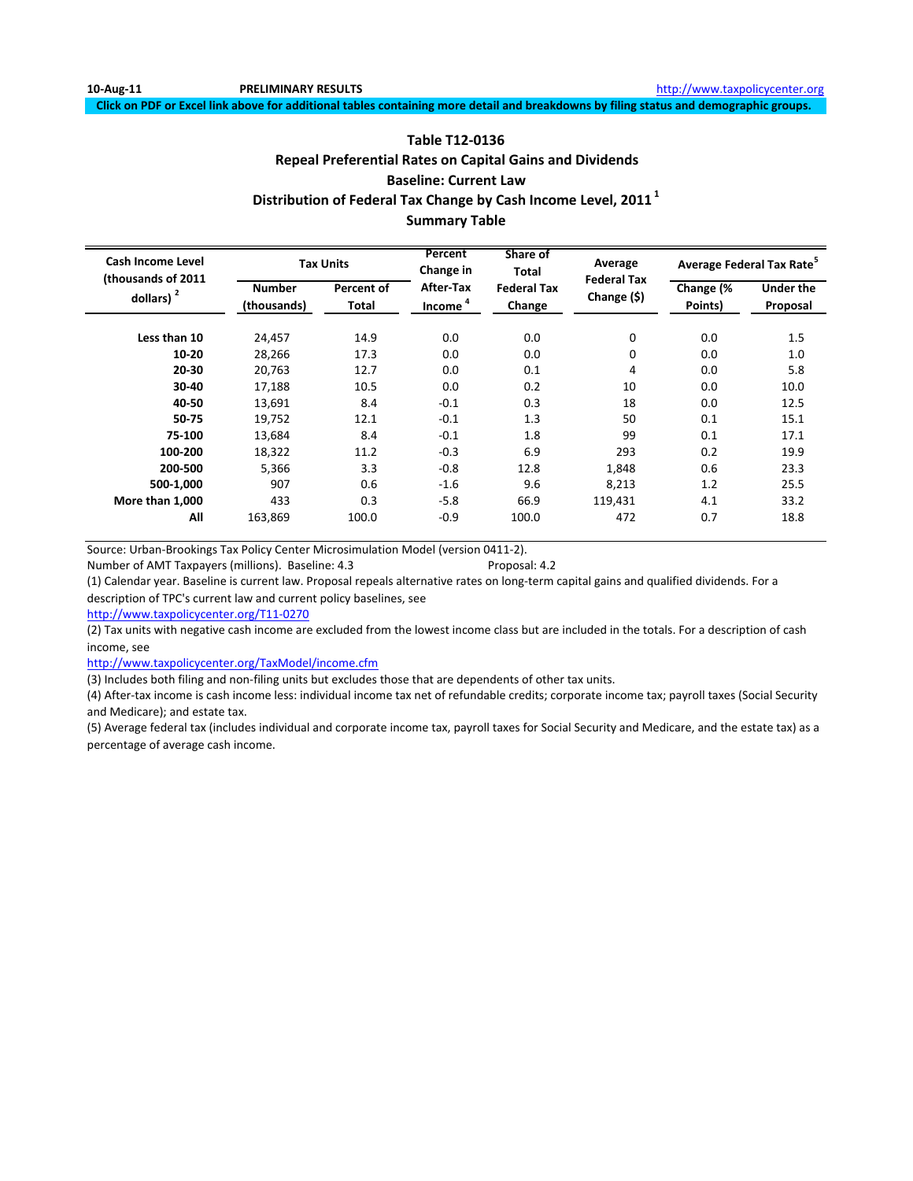10-Aug-11 **PRELIMINARY RESULTS** http://www.taxpolicycenter.org

**Click on PDF or Excel link above for additional tables containing more detail and breakdowns by filing status and demographic groups.**

## Table T12-0136
## Repeal Preferential Rates on Capital Gains and Dividends
## Baseline: Current Law
## Distribution of Federal Tax Change by Cash Income Level, 2011 [1]
## Summary Table

| Cash Income Level (thousands of 2011 dollars) [2] | Tax Units | | Percent Change in After-Tax Income [4] | Share of Total Federal Tax Change | Average Federal Tax Change ($) | Average Federal Tax Rate [5] | |
|---|---|---|---|---|---|---|---|
| | Number (thousands) | Percent of Total | | | | Change (% Points) | Under the Proposal |
| Less than 10 | 24,457 | 14.9 | 0.0 | 0.0 | 0 | 0.0 | 1.5 |
| 10-20 | 28,266 | 17.3 | 0.0 | 0.0 | 0 | 0.0 | 1.0 |
| 20-30 | 20,763 | 12.7 | 0.0 | 0.1 | 4 | 0.0 | 5.8 |
| 30-40 | 17,188 | 10.5 | 0.0 | 0.2 | 10 | 0.0 | 10.0 |
| 40-50 | 13,691 | 8.4 | -0.1 | 0.3 | 18 | 0.0 | 12.5 |
| 50-75 | 19,752 | 12.1 | -0.1 | 1.3 | 50 | 0.1 | 15.1 |
| 75-100 | 13,684 | 8.4 | -0.1 | 1.8 | 99 | 0.1 | 17.1 |
| 100-200 | 18,322 | 11.2 | -0.3 | 6.9 | 293 | 0.2 | 19.9 |
| 200-500 | 5,366 | 3.3 | -0.8 | 12.8 | 1,848 | 0.6 | 23.3 |
| 500-1,000 | 907 | 0.6 | -1.6 | 9.6 | 8,213 | 1.2 | 25.5 |
| More than 1,000 | 433 | 0.3 | -5.8 | 66.9 | 119,431 | 4.1 | 33.2 |
| All | 163,869 | 100.0 | -0.9 | 100.0 | 472 | 0.7 | 18.8 |

Source: Urban-Brookings Tax Policy Center Microsimulation Model (version 0411-2).

Number of AMT Taxpayers (millions). Baseline: 4.3 Proposal: 4.2

(1) Calendar year. Baseline is current law. Proposal repeals alternative rates on long-term capital gains and qualified dividends. For a description of TPC's current law and current policy baselines, see
http://www.taxpolicycenter.org/T11-0270

(2) Tax units with negative cash income are excluded from the lowest income class but are included in the totals. For a description of cash income, see
http://www.taxpolicycenter.org/TaxModel/income.cfm

(3) Includes both filing and non-filing units but excludes those that are dependents of other tax units.

(4) After-tax income is cash income less: individual income tax net of refundable credits; corporate income tax; payroll taxes (Social Security and Medicare); and estate tax.

(5) Average federal tax (includes individual and corporate income tax, payroll taxes for Social Security and Medicare, and the estate tax) as a percentage of average cash income.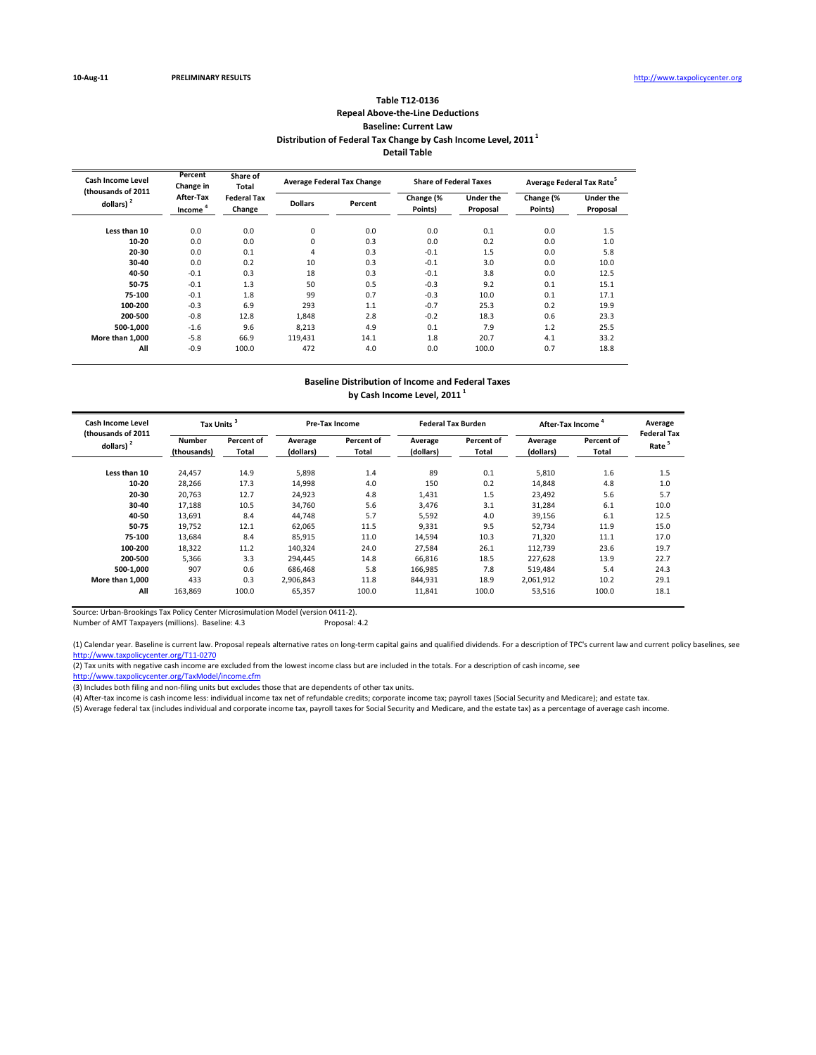10-Aug-11 **PRELIMINARY RESULTS** http://www.taxpolicycenter.org

# Table T12-0136
## Repeal Above-the-Line Deductions
## Baseline: Current Law
## Distribution of Federal Tax Change by Cash Income Level, 2011 [1]
## Detail Table

| Cash Income Level (thousands of 2011 dollars) [2] | Percent Change in After-Tax Income [4] | Share of Total Federal Tax Change | Average Federal Tax Change | | Share of Federal Taxes | | Average Federal Tax Rate [5] | |
|---|---|---|---|---|---|---|---|---|
| | | | Dollars | Percent | Change (% Points) | Under the Proposal | Change (% Points) | Under the Proposal |
| Less than 10 | 0.0 | 0.0 | 0 | 0.0 | 0.0 | 0.1 | 0.0 | 1.5 |
| 10-20 | 0.0 | 0.0 | 0 | 0.3 | 0.0 | 0.2 | 0.0 | 1.0 |
| 20-30 | 0.0 | 0.1 | 4 | 0.3 | -0.1 | 1.5 | 0.0 | 5.8 |
| 30-40 | 0.0 | 0.2 | 10 | 0.3 | -0.1 | 3.0 | 0.0 | 10.0 |
| 40-50 | -0.1 | 0.3 | 18 | 0.3 | -0.1 | 3.8 | 0.0 | 12.5 |
| 50-75 | -0.1 | 1.3 | 50 | 0.5 | -0.3 | 9.2 | 0.1 | 15.1 |
| 75-100 | -0.1 | 1.8 | 99 | 0.7 | -0.3 | 10.0 | 0.1 | 17.1 |
| 100-200 | -0.3 | 6.9 | 293 | 1.1 | -0.7 | 25.3 | 0.2 | 19.9 |
| 200-500 | -0.8 | 12.8 | 1,848 | 2.8 | -0.2 | 18.3 | 0.6 | 23.3 |
| 500-1,000 | -1.6 | 9.6 | 8,213 | 4.9 | 0.1 | 7.9 | 1.2 | 25.5 |
| More than 1,000 | -5.8 | 66.9 | 119,431 | 14.1 | 1.8 | 20.7 | 4.1 | 33.2 |
| All | -0.9 | 100.0 | 472 | 4.0 | 0.0 | 100.0 | 0.7 | 18.8 |

## Baseline Distribution of Income and Federal Taxes by Cash Income Level, 2011 [1]

| Cash Income Level (thousands of 2011 dollars) [2] | Tax Units [3] | | Pre-Tax Income | | Federal Tax Burden | | After-Tax Income [4] | | Average Federal Tax Rate [5] |
|---|---|---|---|---|---|---|---|---|---|
| | Number (thousands) | Percent of Total | Average (dollars) | Percent of Total | Average (dollars) | Percent of Total | Average (dollars) | Percent of Total | |
| Less than 10 | 24,457 | 14.9 | 5,898 | 1.4 | 89 | 0.1 | 5,810 | 1.6 | 1.5 |
| 10-20 | 28,266 | 17.3 | 14,998 | 4.0 | 150 | 0.2 | 14,848 | 4.8 | 1.0 |
| 20-30 | 20,763 | 12.7 | 24,923 | 4.8 | 1,431 | 1.5 | 23,492 | 5.6 | 5.7 |
| 30-40 | 17,188 | 10.5 | 34,760 | 5.6 | 3,476 | 3.1 | 31,284 | 6.1 | 10.0 |
| 40-50 | 13,691 | 8.4 | 44,748 | 5.7 | 5,592 | 4.0 | 39,156 | 6.1 | 12.5 |
| 50-75 | 19,752 | 12.1 | 62,065 | 11.5 | 9,331 | 9.5 | 52,734 | 11.9 | 15.0 |
| 75-100 | 13,684 | 8.4 | 85,915 | 11.0 | 14,594 | 10.3 | 71,320 | 11.1 | 17.0 |
| 100-200 | 18,322 | 11.2 | 140,324 | 24.0 | 27,584 | 26.1 | 112,739 | 23.6 | 19.7 |
| 200-500 | 5,366 | 3.3 | 294,445 | 14.8 | 66,816 | 18.5 | 227,628 | 13.9 | 22.7 |
| 500-1,000 | 907 | 0.6 | 686,468 | 5.8 | 166,985 | 7.8 | 519,484 | 5.4 | 24.3 |
| More than 1,000 | 433 | 0.3 | 2,906,843 | 11.8 | 844,931 | 18.9 | 2,061,912 | 10.2 | 29.1 |
| All | 163,869 | 100.0 | 65,357 | 100.0 | 11,841 | 100.0 | 53,516 | 100.0 | 18.1 |

Source: Urban-Brookings Tax Policy Center Microsimulation Model (version 0411-2).

Number of AMT Taxpayers (millions). Baseline: 4.3 Proposal: 4.2

(1) Calendar year. Baseline is current law. Proposal repeals alternative rates on long-term capital gains and qualified dividends. For a description of TPC's current law and current policy baselines, see http://www.taxpolicycenter.org/T11-0270

(2) Tax units with negative cash income are excluded from the lowest income class but are included in the totals. For a description of cash income, see http://www.taxpolicycenter.org/TaxModel/income.cfm

(3) Includes both filing and non-filing units but excludes those that are dependents of other tax units.

(4) After-tax income is cash income less: individual income tax net of refundable credits; corporate income tax; payroll taxes (Social Security and Medicare); and estate tax.

(5) Average federal tax (includes individual and corporate income tax, payroll taxes for Social Security and Medicare, and the estate tax) as a percentage of average cash income.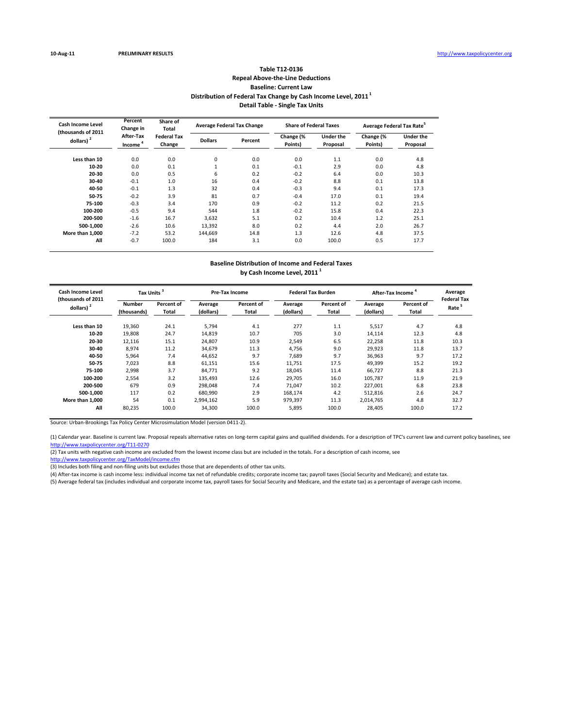10-Aug-11 PRELIMINARY RESULTS http://www.taxpolicycenter.org

## Table T12-0136
## Repeal Above-the-Line Deductions
## Baseline: Current Law
## Distribution of Federal Tax Change by Cash Income Level, 2011 [1]
## Detail Table - Single Tax Units

| Cash Income Level (thousands of 2011 dollars) [2] | Percent Change in After-Tax Income [4] | Share of Total Federal Tax Change | Average Federal Tax Change | | Share of Federal Taxes | | Average Federal Tax Rate[5] | |
|---|---|---|---|---|---|---|---|---|
| | | | Dollars | Percent | Change (% Points) | Under the Proposal | Change (% Points) | Under the Proposal |
| Less than 10 | 0.0 | 0.0 | 0 | 0.0 | 0.0 | 1.1 | 0.0 | 4.8 |
| 10-20 | 0.0 | 0.1 | 1 | 0.1 | -0.1 | 2.9 | 0.0 | 4.8 |
| 20-30 | 0.0 | 0.5 | 6 | 0.2 | -0.2 | 6.4 | 0.0 | 10.3 |
| 30-40 | -0.1 | 1.0 | 16 | 0.4 | -0.2 | 8.8 | 0.1 | 13.8 |
| 40-50 | -0.1 | 1.3 | 32 | 0.4 | -0.3 | 9.4 | 0.1 | 17.3 |
| 50-75 | -0.2 | 3.9 | 81 | 0.7 | -0.4 | 17.0 | 0.1 | 19.4 |
| 75-100 | -0.3 | 3.4 | 170 | 0.9 | -0.2 | 11.2 | 0.2 | 21.5 |
| 100-200 | -0.5 | 9.4 | 544 | 1.8 | -0.2 | 15.8 | 0.4 | 22.3 |
| 200-500 | -1.6 | 16.7 | 3,632 | 5.1 | 0.2 | 10.4 | 1.2 | 25.1 |
| 500-1,000 | -2.6 | 10.6 | 13,392 | 8.0 | 0.2 | 4.4 | 2.0 | 26.7 |
| More than 1,000 | -7.2 | 53.2 | 144,669 | 14.8 | 1.3 | 12.6 | 4.8 | 37.5 |
| All | -0.7 | 100.0 | 184 | 3.1 | 0.0 | 100.0 | 0.5 | 17.7 |

## Baseline Distribution of Income and Federal Taxes by Cash Income Level, 2011 [1]

| Cash Income Level (thousands of 2011 dollars) [2] | Tax Units [3] | | Pre-Tax Income | | Federal Tax Burden | | After-Tax Income [4] | | Average Federal Tax Rate [5] |
|---|---|---|---|---|---|---|---|---|---|
| | Number (thousands) | Percent of Total | Average (dollars) | Percent of Total | Average (dollars) | Percent of Total | Average (dollars) | Percent of Total | |
| Less than 10 | 19,360 | 24.1 | 5,794 | 4.1 | 277 | 1.1 | 5,517 | 4.7 | 4.8 |
| 10-20 | 19,808 | 24.7 | 14,819 | 10.7 | 705 | 3.0 | 14,114 | 12.3 | 4.8 |
| 20-30 | 12,116 | 15.1 | 24,807 | 10.9 | 2,549 | 6.5 | 22,258 | 11.8 | 10.3 |
| 30-40 | 8,974 | 11.2 | 34,679 | 11.3 | 4,756 | 9.0 | 29,923 | 11.8 | 13.7 |
| 40-50 | 5,964 | 7.4 | 44,652 | 9.7 | 7,689 | 9.7 | 36,963 | 9.7 | 17.2 |
| 50-75 | 7,023 | 8.8 | 61,151 | 15.6 | 11,751 | 17.5 | 49,399 | 15.2 | 19.2 |
| 75-100 | 2,998 | 3.7 | 84,771 | 9.2 | 18,045 | 11.4 | 66,727 | 8.8 | 21.3 |
| 100-200 | 2,554 | 3.2 | 135,493 | 12.6 | 29,705 | 16.0 | 105,787 | 11.9 | 21.9 |
| 200-500 | 679 | 0.9 | 298,048 | 7.4 | 71,047 | 10.2 | 227,001 | 6.8 | 23.8 |
| 500-1,000 | 117 | 0.2 | 680,990 | 2.9 | 168,174 | 4.2 | 512,816 | 2.6 | 24.7 |
| More than 1,000 | 54 | 0.1 | 2,994,162 | 5.9 | 979,397 | 11.3 | 2,014,765 | 4.8 | 32.7 |
| All | 80,235 | 100.0 | 34,300 | 100.0 | 5,895 | 100.0 | 28,405 | 100.0 | 17.2 |

Source: Urban-Brookings Tax Policy Center Microsimulation Model (version 0411-2).

(1) Calendar year. Baseline is current law. Proposal repeals alternative rates on long-term capital gains and qualified dividends. For a description of TPC's current law and current policy baselines, see http://www.taxpolicycenter.org/T11-0270

(2) Tax units with negative cash income are excluded from the lowest income class but are included in the totals. For a description of cash income, see http://www.taxpolicycenter.org/TaxModel/income.cfm

(3) Includes both filing and non-filing units but excludes those that are dependents of other tax units.

(4) After-tax income is cash income less: individual income tax net of refundable credits; corporate income tax; payroll taxes (Social Security and Medicare); and estate tax.

(5) Average federal tax (includes individual and corporate income tax, payroll taxes for Social Security and Medicare, and the estate tax) as a percentage of average cash income.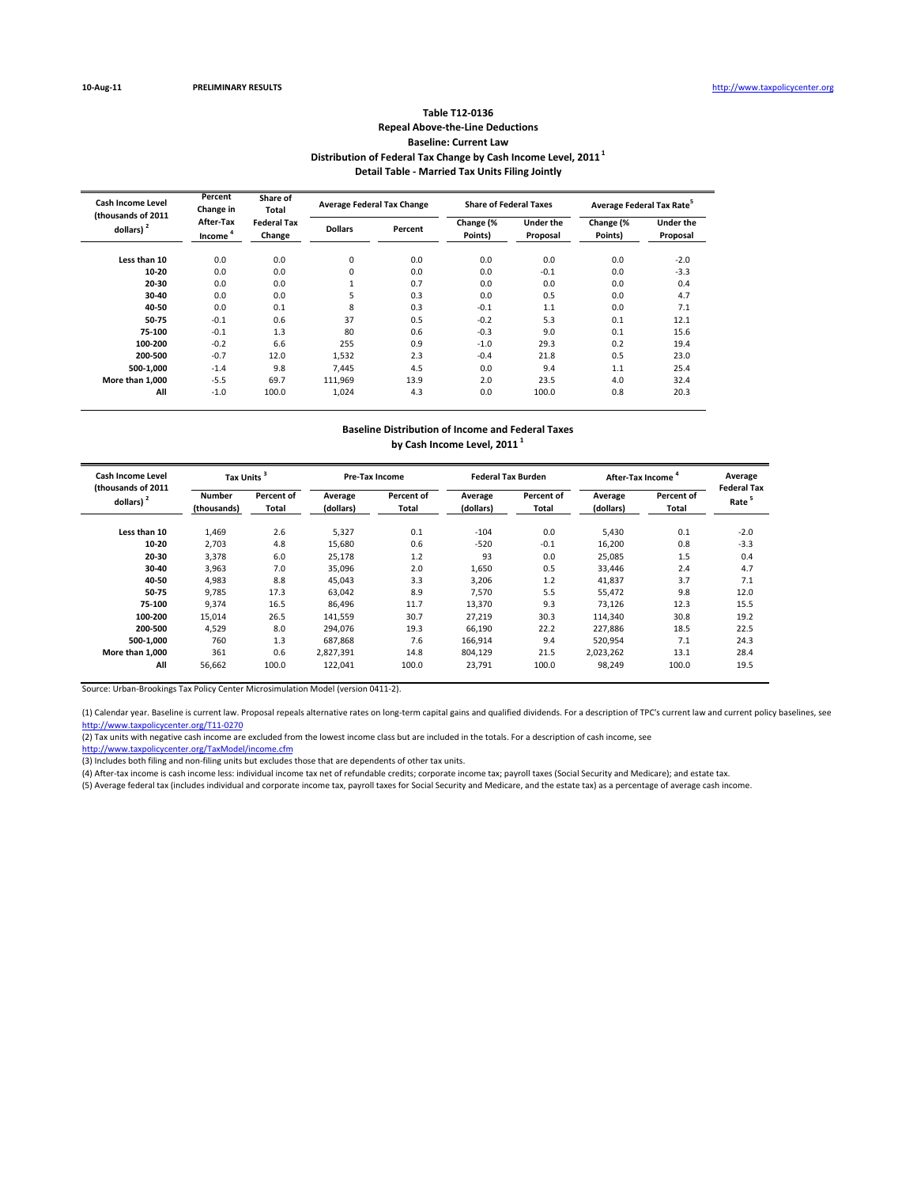10-Aug-11 PRELIMINARY RESULTS http://www.taxpolicycenter.org

# Table T12-0136

## Repeal Above-the-Line Deductions

## Baseline: Current Law

## Distribution of Federal Tax Change by Cash Income Level, 2011 [1]

## Detail Table - Married Tax Units Filing Jointly

| Cash Income Level (thousands of 2011 dollars) [2] | Percent Change in After-Tax Income [4] | Share of Total Federal Tax Change | Average Federal Tax Change | | Share of Federal Taxes | | Average Federal Tax Rate [5] | |
|---|---|---|---|---|---|---|---|---|
| | | | Dollars | Percent | Change (% Points) | Under the Proposal | Change (% Points) | Under the Proposal |
| Less than 10 | 0.0 | 0.0 | 0 | 0.0 | 0.0 | 0.0 | 0.0 | -2.0 |
| 10-20 | 0.0 | 0.0 | 0 | 0.0 | 0.0 | -0.1 | 0.0 | -3.3 |
| 20-30 | 0.0 | 0.0 | 1 | 0.7 | 0.0 | 0.0 | 0.0 | 0.4 |
| 30-40 | 0.0 | 0.0 | 5 | 0.3 | 0.0 | 0.5 | 0.0 | 4.7 |
| 40-50 | 0.0 | 0.1 | 8 | 0.3 | -0.1 | 1.1 | 0.0 | 7.1 |
| 50-75 | -0.1 | 0.6 | 37 | 0.5 | -0.2 | 5.3 | 0.1 | 12.1 |
| 75-100 | -0.1 | 1.3 | 80 | 0.6 | -0.3 | 9.0 | 0.1 | 15.6 |
| 100-200 | -0.2 | 6.6 | 255 | 0.9 | -1.0 | 29.3 | 0.2 | 19.4 |
| 200-500 | -0.7 | 12.0 | 1,532 | 2.3 | -0.4 | 21.8 | 0.5 | 23.0 |
| 500-1,000 | -1.4 | 9.8 | 7,445 | 4.5 | 0.0 | 9.4 | 1.1 | 25.4 |
| More than 1,000 | -5.5 | 69.7 | 111,969 | 13.9 | 2.0 | 23.5 | 4.0 | 32.4 |
| All | -1.0 | 100.0 | 1,024 | 4.3 | 0.0 | 100.0 | 0.8 | 20.3 |

## Baseline Distribution of Income and Federal Taxes by Cash Income Level, 2011 [1]

| Cash Income Level (thousands of 2011 dollars) [2] | Tax Units [3] | | Pre-Tax Income | | Federal Tax Burden | | After-Tax Income [4] | | Average Federal Tax Rate [5] |
|---|---|---|---|---|---|---|---|---|---|
| | Number (thousands) | Percent of Total | Average (dollars) | Percent of Total | Average (dollars) | Percent of Total | Average (dollars) | Percent of Total | |
| Less than 10 | 1,469 | 2.6 | 5,327 | 0.1 | -104 | 0.0 | 5,430 | 0.1 | -2.0 |
| 10-20 | 2,703 | 4.8 | 15,680 | 0.6 | -520 | -0.1 | 16,200 | 0.8 | -3.3 |
| 20-30 | 3,378 | 6.0 | 25,178 | 1.2 | 93 | 0.0 | 25,085 | 1.5 | 0.4 |
| 30-40 | 3,963 | 7.0 | 35,096 | 2.0 | 1,650 | 0.5 | 33,446 | 2.4 | 4.7 |
| 40-50 | 4,983 | 8.8 | 45,043 | 3.3 | 3,206 | 1.2 | 41,837 | 3.7 | 7.1 |
| 50-75 | 9,785 | 17.3 | 63,042 | 8.9 | 7,570 | 5.5 | 55,472 | 9.8 | 12.0 |
| 75-100 | 9,374 | 16.5 | 86,496 | 11.7 | 13,370 | 9.3 | 73,126 | 12.3 | 15.5 |
| 100-200 | 15,014 | 26.5 | 141,559 | 30.7 | 27,219 | 30.3 | 114,340 | 30.8 | 19.2 |
| 200-500 | 4,529 | 8.0 | 294,076 | 19.3 | 66,190 | 22.2 | 227,886 | 18.5 | 22.5 |
| 500-1,000 | 760 | 1.3 | 687,868 | 7.6 | 166,914 | 9.4 | 520,954 | 7.1 | 24.3 |
| More than 1,000 | 361 | 0.6 | 2,827,391 | 14.8 | 804,129 | 21.5 | 2,023,262 | 13.1 | 28.4 |
| All | 56,662 | 100.0 | 122,041 | 100.0 | 23,791 | 100.0 | 98,249 | 100.0 | 19.5 |

Source: Urban-Brookings Tax Policy Center Microsimulation Model (version 0411-2).

(1) Calendar year. Baseline is current law. Proposal repeals alternative rates on long-term capital gains and qualified dividends. For a description of TPC's current law and current policy baselines, see http://www.taxpolicycenter.org/T11-0270

(2) Tax units with negative cash income are excluded from the lowest income class but are included in the totals. For a description of cash income, see http://www.taxpolicycenter.org/TaxModel/income.cfm

(3) Includes both filing and non-filing units but excludes those that are dependents of other tax units.

(4) After-tax income is cash income less: individual income tax net of refundable credits; corporate income tax; payroll taxes (Social Security and Medicare); and estate tax.

(5) Average federal tax (includes individual and corporate income tax, payroll taxes for Social Security and Medicare, and the estate tax) as a percentage of average cash income.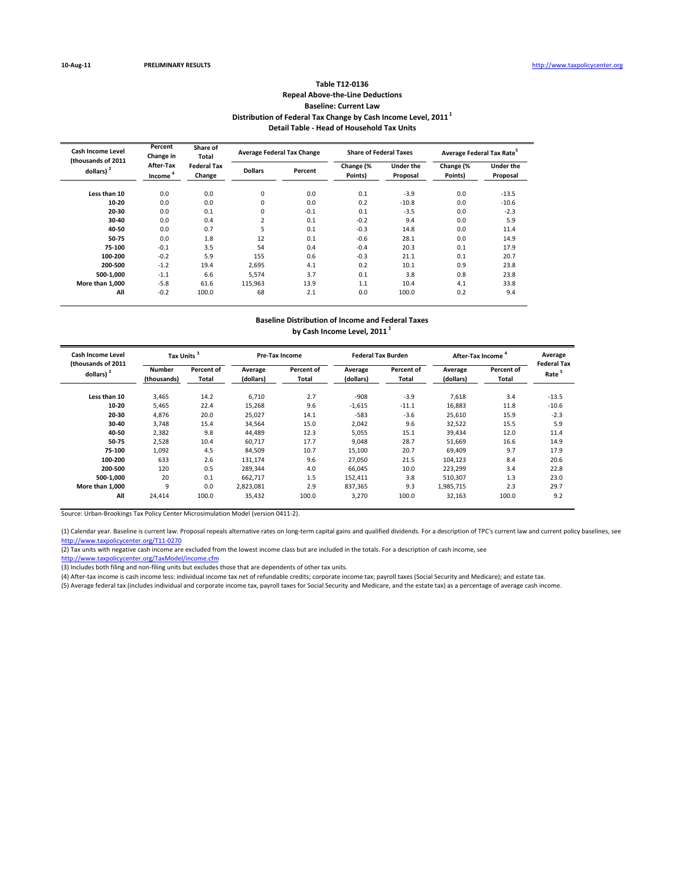10-Aug-11 PRELIMINARY RESULTS http://www.taxpolicycenter.org

# Table T12-0136
## Repeal Above-the-Line Deductions
## Baseline: Current Law
## Distribution of Federal Tax Change by Cash Income Level, 2011 [1]
## Detail Table - Head of Household Tax Units

| Cash Income Level (thousands of 2011 dollars) [2] | Percent Change in After-Tax Income [4] | Share of Total Federal Tax Change | Average Federal Tax Change | | Share of Federal Taxes | | Average Federal Tax Rate [5] | |
|---|---|---|---|---|---|---|---|---|
| | | | Dollars | Percent | Change (% Points) | Under the Proposal | Change (% Points) | Under the Proposal |
| Less than 10 | 0.0 | 0.0 | 0 | 0.0 | 0.1 | -3.9 | 0.0 | -13.5 |
| 10-20 | 0.0 | 0.0 | 0 | 0.0 | 0.2 | -10.8 | 0.0 | -10.6 |
| 20-30 | 0.0 | 0.1 | 0 | -0.1 | 0.1 | -3.5 | 0.0 | -2.3 |
| 30-40 | 0.0 | 0.4 | 2 | 0.1 | -0.2 | 9.4 | 0.0 | 5.9 |
| 40-50 | 0.0 | 0.7 | 5 | 0.1 | -0.3 | 14.8 | 0.0 | 11.4 |
| 50-75 | 0.0 | 1.8 | 12 | 0.1 | -0.6 | 28.1 | 0.0 | 14.9 |
| 75-100 | -0.1 | 3.5 | 54 | 0.4 | -0.4 | 20.3 | 0.1 | 17.9 |
| 100-200 | -0.2 | 5.9 | 155 | 0.6 | -0.3 | 21.1 | 0.1 | 20.7 |
| 200-500 | -1.2 | 19.4 | 2,695 | 4.1 | 0.2 | 10.1 | 0.9 | 23.8 |
| 500-1,000 | -1.1 | 6.6 | 5,574 | 3.7 | 0.1 | 3.8 | 0.8 | 23.8 |
| More than 1,000 | -5.8 | 61.6 | 115,963 | 13.9 | 1.1 | 10.4 | 4.1 | 33.8 |
| All | -0.2 | 100.0 | 68 | 2.1 | 0.0 | 100.0 | 0.2 | 9.4 |

## Baseline Distribution of Income and Federal Taxes by Cash Income Level, 2011 [1]

| Cash Income Level (thousands of 2011 dollars) [2] | Tax Units [3] | | Pre-Tax Income | | Federal Tax Burden | | After-Tax Income [4] | | Average Federal Tax Rate [5] |
|---|---|---|---|---|---|---|---|---|---|
| | Number (thousands) | Percent of Total | Average (dollars) | Percent of Total | Average (dollars) | Percent of Total | Average (dollars) | Percent of Total | |
| Less than 10 | 3,465 | 14.2 | 6,710 | 2.7 | -908 | -3.9 | 7,618 | 3.4 | -13.5 |
| 10-20 | 5,465 | 22.4 | 15,268 | 9.6 | -1,615 | -11.1 | 16,883 | 11.8 | -10.6 |
| 20-30 | 4,876 | 20.0 | 25,027 | 14.1 | -583 | -3.6 | 25,610 | 15.9 | -2.3 |
| 30-40 | 3,748 | 15.4 | 34,564 | 15.0 | 2,042 | 9.6 | 32,522 | 15.5 | 5.9 |
| 40-50 | 2,382 | 9.8 | 44,489 | 12.3 | 5,055 | 15.1 | 39,434 | 12.0 | 11.4 |
| 50-75 | 2,528 | 10.4 | 60,717 | 17.7 | 9,048 | 28.7 | 51,669 | 16.6 | 14.9 |
| 75-100 | 1,092 | 4.5 | 84,509 | 10.7 | 15,100 | 20.7 | 69,409 | 9.7 | 17.9 |
| 100-200 | 633 | 2.6 | 131,174 | 9.6 | 27,050 | 21.5 | 104,123 | 8.4 | 20.6 |
| 200-500 | 120 | 0.5 | 289,344 | 4.0 | 66,045 | 10.0 | 223,299 | 3.4 | 22.8 |
| 500-1,000 | 20 | 0.1 | 662,717 | 1.5 | 152,411 | 3.8 | 510,307 | 1.3 | 23.0 |
| More than 1,000 | 9 | 0.0 | 2,823,081 | 2.9 | 837,365 | 9.3 | 1,985,715 | 2.3 | 29.7 |
| All | 24,414 | 100.0 | 35,432 | 100.0 | 3,270 | 100.0 | 32,163 | 100.0 | 9.2 |

Source: Urban-Brookings Tax Policy Center Microsimulation Model (version 0411-2).

(1) Calendar year. Baseline is current law. Proposal repeals alternative rates on long-term capital gains and qualified dividends. For a description of TPC's current law and current policy baselines, see http://www.taxpolicycenter.org/T11-0270

(2) Tax units with negative cash income are excluded from the lowest income class but are included in the totals. For a description of cash income, see http://www.taxpolicycenter.org/TaxModel/income.cfm

(3) Includes both filing and non-filing units but excludes those that are dependents of other tax units.

(4) After-tax income is cash income less: individual income tax net of refundable credits; corporate income tax; payroll taxes (Social Security and Medicare); and estate tax.

(5) Average federal tax (includes individual and corporate income tax, payroll taxes for Social Security and Medicare, and the estate tax) as a percentage of average cash income.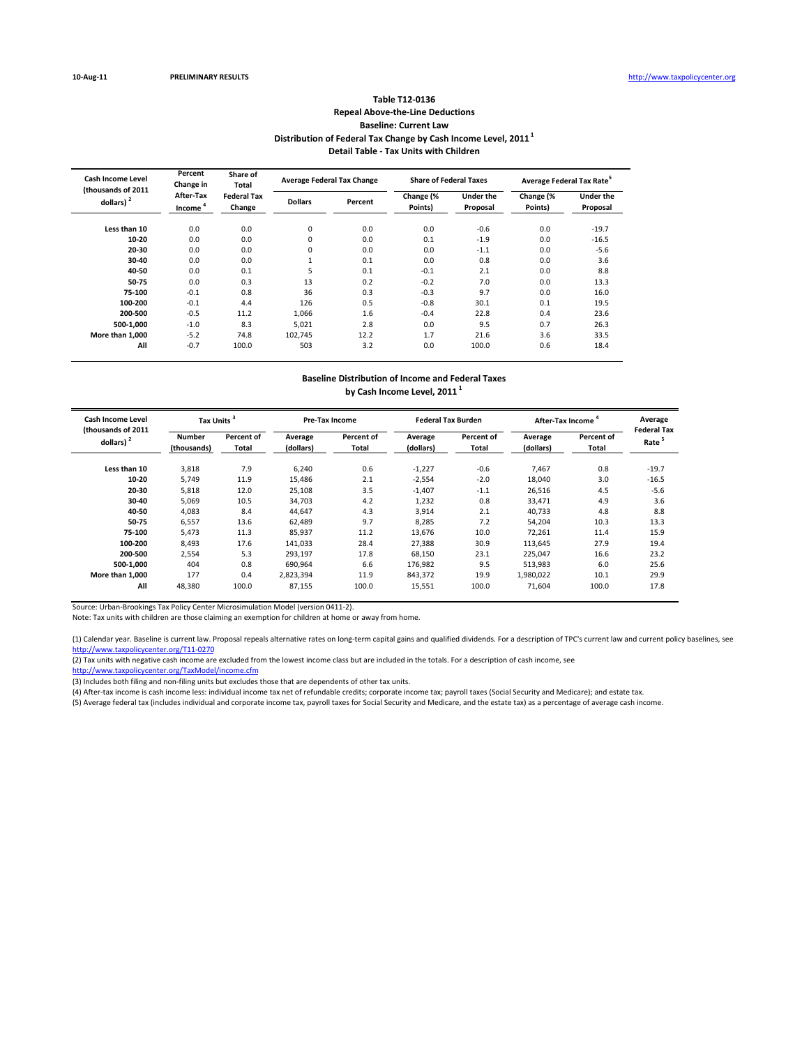10-Aug-11 **PRELIMINARY RESULTS** http://www.taxpolicycenter.org

## Table T12-0136
### Repeal Above-the-Line Deductions
### Baseline: Current Law
### Distribution of Federal Tax Change by Cash Income Level, 2011 [1]
### Detail Table - Tax Units with Children

| Cash Income Level (thousands of 2011 dollars) [2] | Percent Change in After-Tax Income [4] | Share of Total Federal Tax Change | Average Federal Tax Change | | Share of Federal Taxes | | Average Federal Tax Rate [5] | |
|---|---|---|---|---|---|---|---|---|
| | | | Dollars | Percent | Change (% Points) | Under the Proposal | Change (% Points) | Under the Proposal |
| Less than 10 | 0.0 | 0.0 | 0 | 0.0 | 0.0 | -0.6 | 0.0 | -19.7 |
| 10-20 | 0.0 | 0.0 | 0 | 0.0 | 0.1 | -1.9 | 0.0 | -16.5 |
| 20-30 | 0.0 | 0.0 | 0 | 0.0 | 0.0 | -1.1 | 0.0 | -5.6 |
| 30-40 | 0.0 | 0.0 | 1 | 0.1 | 0.0 | 0.8 | 0.0 | 3.6 |
| 40-50 | 0.0 | 0.1 | 5 | 0.1 | -0.1 | 2.1 | 0.0 | 8.8 |
| 50-75 | 0.0 | 0.3 | 13 | 0.2 | -0.2 | 7.0 | 0.0 | 13.3 |
| 75-100 | -0.1 | 0.8 | 36 | 0.3 | -0.3 | 9.7 | 0.0 | 16.0 |
| 100-200 | -0.1 | 4.4 | 126 | 0.5 | -0.8 | 30.1 | 0.1 | 19.5 |
| 200-500 | -0.5 | 11.2 | 1,066 | 1.6 | -0.4 | 22.8 | 0.4 | 23.6 |
| 500-1,000 | -1.0 | 8.3 | 5,021 | 2.8 | 0.0 | 9.5 | 0.7 | 26.3 |
| More than 1,000 | -5.2 | 74.8 | 102,745 | 12.2 | 1.7 | 21.6 | 3.6 | 33.5 |
| All | -0.7 | 100.0 | 503 | 3.2 | 0.0 | 100.0 | 0.6 | 18.4 |

### Baseline Distribution of Income and Federal Taxes by Cash Income Level, 2011 [1]

| Cash Income Level (thousands of 2011 dollars) [2] | Tax Units [3] | | Pre-Tax Income | | Federal Tax Burden | | After-Tax Income [4] | | Average Federal Tax Rate [5] |
|---|---|---|---|---|---|---|---|---|---|
| | Number (thousands) | Percent of Total | Average (dollars) | Percent of Total | Average (dollars) | Percent of Total | Average (dollars) | Percent of Total | |
| Less than 10 | 3,818 | 7.9 | 6,240 | 0.6 | -1,227 | -0.6 | 7,467 | 0.8 | -19.7 |
| 10-20 | 5,749 | 11.9 | 15,486 | 2.1 | -2,554 | -2.0 | 18,040 | 3.0 | -16.5 |
| 20-30 | 5,818 | 12.0 | 25,108 | 3.5 | -1,407 | -1.1 | 26,516 | 4.5 | -5.6 |
| 30-40 | 5,069 | 10.5 | 34,703 | 4.2 | 1,232 | 0.8 | 33,471 | 4.9 | 3.6 |
| 40-50 | 4,083 | 8.4 | 44,647 | 4.3 | 3,914 | 2.1 | 40,733 | 4.8 | 8.8 |
| 50-75 | 6,557 | 13.6 | 62,489 | 9.7 | 8,285 | 7.2 | 54,204 | 10.3 | 13.3 |
| 75-100 | 5,473 | 11.3 | 85,937 | 11.2 | 13,676 | 10.0 | 72,261 | 11.4 | 15.9 |
| 100-200 | 8,493 | 17.6 | 141,033 | 28.4 | 27,388 | 30.9 | 113,645 | 27.9 | 19.4 |
| 200-500 | 2,554 | 5.3 | 293,197 | 17.8 | 68,150 | 23.1 | 225,047 | 16.6 | 23.2 |
| 500-1,000 | 404 | 0.8 | 690,964 | 6.6 | 176,982 | 9.5 | 513,983 | 6.0 | 25.6 |
| More than 1,000 | 177 | 0.4 | 2,823,394 | 11.9 | 843,372 | 19.9 | 1,980,022 | 10.1 | 29.9 |
| All | 48,380 | 100.0 | 87,155 | 100.0 | 15,551 | 100.0 | 71,604 | 100.0 | 17.8 |

Source: Urban-Brookings Tax Policy Center Microsimulation Model (version 0411-2).

Note: Tax units with children are those claiming an exemption for children at home or away from home.

(1) Calendar year. Baseline is current law. Proposal repeals alternative rates on long-term capital gains and qualified dividends. For a description of TPC's current law and current policy baselines, see http://www.taxpolicycenter.org/T11-0270

(2) Tax units with negative cash income are excluded from the lowest income class but are included in the totals. For a description of cash income, see http://www.taxpolicycenter.org/TaxModel/income.cfm

(3) Includes both filing and non-filing units but excludes those that are dependents of other tax units.

(4) After-tax income is cash income less: individual income tax net of refundable credits; corporate income tax; payroll taxes (Social Security and Medicare); and estate tax.

(5) Average federal tax (includes individual and corporate income tax, payroll taxes for Social Security and Medicare, and the estate tax) as a percentage of average cash income.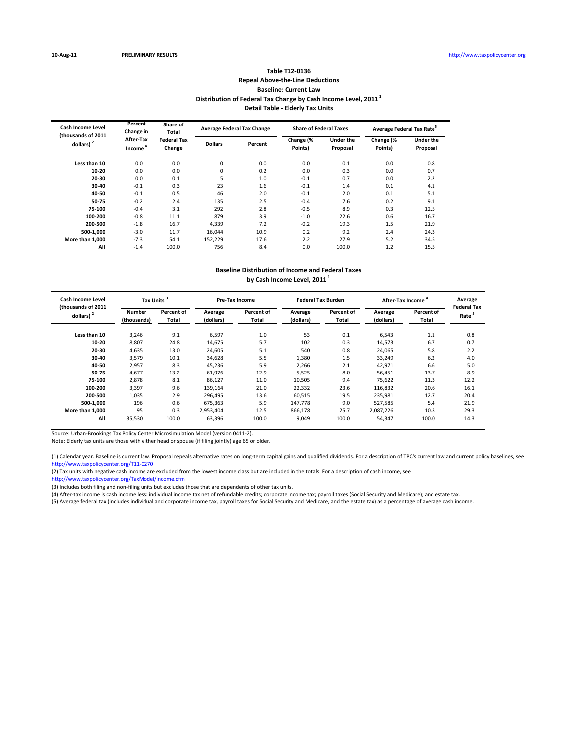10-Aug-11 PRELIMINARY RESULTS http://www.taxpolicycenter.org

## Table T12-0136
## Repeal Above-the-Line Deductions
## Baseline: Current Law
## Distribution of Federal Tax Change by Cash Income Level, 2011 [1]
## Detail Table - Elderly Tax Units

| Cash Income Level (thousands of 2011 dollars) [2] | Percent Change in After-Tax Income [4] | Share of Total Federal Tax Change | Average Federal Tax Change | | Share of Federal Taxes | | Average Federal Tax Rate[5] | |
|---|---|---|---|---|---|---|---|---|
| | | | Dollars | Percent | Change (% Points) | Under the Proposal | Change (% Points) | Under the Proposal |
| Less than 10 | 0.0 | 0.0 | 0 | 0.0 | 0.0 | 0.1 | 0.0 | 0.8 |
| 10-20 | 0.0 | 0.0 | 0 | 0.2 | 0.0 | 0.3 | 0.0 | 0.7 |
| 20-30 | 0.0 | 0.1 | 5 | 1.0 | -0.1 | 0.7 | 0.0 | 2.2 |
| 30-40 | -0.1 | 0.3 | 23 | 1.6 | -0.1 | 1.4 | 0.1 | 4.1 |
| 40-50 | -0.1 | 0.5 | 46 | 2.0 | -0.1 | 2.0 | 0.1 | 5.1 |
| 50-75 | -0.2 | 2.4 | 135 | 2.5 | -0.4 | 7.6 | 0.2 | 9.1 |
| 75-100 | -0.4 | 3.1 | 292 | 2.8 | -0.5 | 8.9 | 0.3 | 12.5 |
| 100-200 | -0.8 | 11.1 | 879 | 3.9 | -1.0 | 22.6 | 0.6 | 16.7 |
| 200-500 | -1.8 | 16.7 | 4,339 | 7.2 | -0.2 | 19.3 | 1.5 | 21.9 |
| 500-1,000 | -3.0 | 11.7 | 16,044 | 10.9 | 0.2 | 9.2 | 2.4 | 24.3 |
| More than 1,000 | -7.3 | 54.1 | 152,229 | 17.6 | 2.2 | 27.9 | 5.2 | 34.5 |
| All | -1.4 | 100.0 | 756 | 8.4 | 0.0 | 100.0 | 1.2 | 15.5 |

## Baseline Distribution of Income and Federal Taxes
## by Cash Income Level, 2011 [1]

| Cash Income Level (thousands of 2011 dollars) [2] | Tax Units [3] | | Pre-Tax Income | | Federal Tax Burden | | After-Tax Income [4] | | Average Federal Tax Rate [5] |
|---|---|---|---|---|---|---|---|---|---|
| | Number (thousands) | Percent of Total | Average (dollars) | Percent of Total | Average (dollars) | Percent of Total | Average (dollars) | Percent of Total | |
| Less than 10 | 3,246 | 9.1 | 6,597 | 1.0 | 53 | 0.1 | 6,543 | 1.1 | 0.8 |
| 10-20 | 8,807 | 24.8 | 14,675 | 5.7 | 102 | 0.3 | 14,573 | 6.7 | 0.7 |
| 20-30 | 4,635 | 13.0 | 24,605 | 5.1 | 540 | 0.8 | 24,065 | 5.8 | 2.2 |
| 30-40 | 3,579 | 10.1 | 34,628 | 5.5 | 1,380 | 1.5 | 33,249 | 6.2 | 4.0 |
| 40-50 | 2,957 | 8.3 | 45,236 | 5.9 | 2,266 | 2.1 | 42,971 | 6.6 | 5.0 |
| 50-75 | 4,677 | 13.2 | 61,976 | 12.9 | 5,525 | 8.0 | 56,451 | 13.7 | 8.9 |
| 75-100 | 2,878 | 8.1 | 86,127 | 11.0 | 10,505 | 9.4 | 75,622 | 11.3 | 12.2 |
| 100-200 | 3,397 | 9.6 | 139,164 | 21.0 | 22,332 | 23.6 | 116,832 | 20.6 | 16.1 |
| 200-500 | 1,035 | 2.9 | 296,495 | 13.6 | 60,515 | 19.5 | 235,981 | 12.7 | 20.4 |
| 500-1,000 | 196 | 0.6 | 675,363 | 5.9 | 147,778 | 9.0 | 527,585 | 5.4 | 21.9 |
| More than 1,000 | 95 | 0.3 | 2,953,404 | 12.5 | 866,178 | 25.7 | 2,087,226 | 10.3 | 29.3 |
| All | 35,530 | 100.0 | 63,396 | 100.0 | 9,049 | 100.0 | 54,347 | 100.0 | 14.3 |

Source: Urban-Brookings Tax Policy Center Microsimulation Model (version 0411-2).

Note: Elderly tax units are those with either head or spouse (if filing jointly) age 65 or older.

(1) Calendar year. Baseline is current law. Proposal repeals alternative rates on long-term capital gains and qualified dividends. For a description of TPC's current law and current policy baselines, see http://www.taxpolicycenter.org/T11-0270

(2) Tax units with negative cash income are excluded from the lowest income class but are included in the totals. For a description of cash income, see http://www.taxpolicycenter.org/TaxModel/income.cfm

(3) Includes both filing and non-filing units but excludes those that are dependents of other tax units.

(4) After-tax income is cash income less: individual income tax net of refundable credits; corporate income tax; payroll taxes (Social Security and Medicare); and estate tax.

(5) Average federal tax (includes individual and corporate income tax, payroll taxes for Social Security and Medicare, and the estate tax) as a percentage of average cash income.